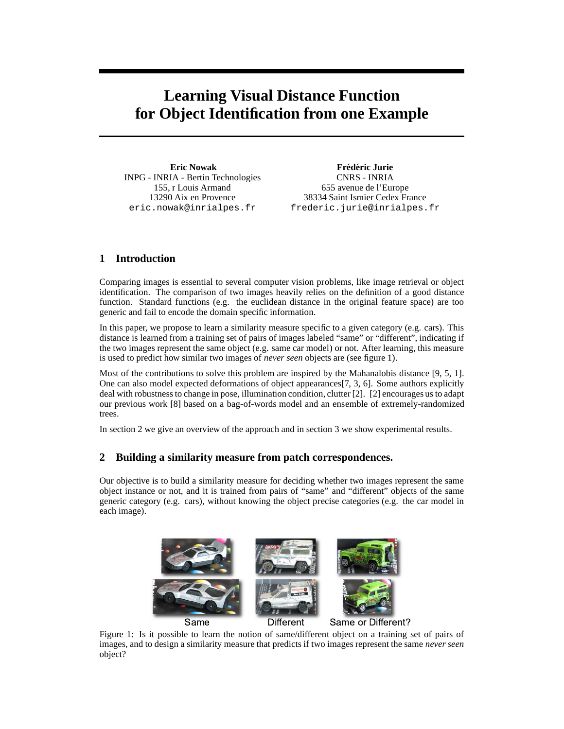# Learning Visual Distance Function for Object Identification from one Example

**Eric Nowak**
INPG - INRIA - Bertin Technologies
155, r Louis Armand
13290 Aix en Provence
eric.nowak@inrialpes.fr

**Frédéric Jurie**
CNRS - INRIA
655 avenue de l'Europe
38334 Saint Ismier Cedex France
frederic.jurie@inrialpes.fr

## 1 Introduction

Comparing images is essential to several computer vision problems, like image retrieval or object identification. The comparison of two images heavily relies on the definition of a good distance function. Standard functions (e.g. the euclidean distance in the original feature space) are too generic and fail to encode the domain specific information.

In this paper, we propose to learn a similarity measure specific to a given category (e.g. cars). This distance is learned from a training set of pairs of images labeled "same" or "different", indicating if the two images represent the same object (e.g. same car model) or not. After learning, this measure is used to predict how similar two images of *never seen* objects are (see figure 1).

Most of the contributions to solve this problem are inspired by the Mahanalobis distance [9, 5, 1]. One can also model expected deformations of object appearances[7, 3, 6]. Some authors explicitly deal with robustness to change in pose, illumination condition, clutter [2]. [2] encourages us to adapt our previous work [8] based on a bag-of-words model and an ensemble of extremely-randomized trees.

In section 2 we give an overview of the approach and in section 3 we show experimental results.

## 2 Building a similarity measure from patch correspondences.

Our objective is to build a similarity measure for deciding whether two images represent the same object instance or not, and it is trained from pairs of "same" and "different" objects of the same generic category (e.g. cars), without knowing the object precise categories (e.g. the car model in each image).

Same    Different    Same or Different?

Figure 1: Is it possible to learn the notion of same/different object on a training set of pairs of images, and to design a similarity measure that predicts if two images represent the same *never seen* object?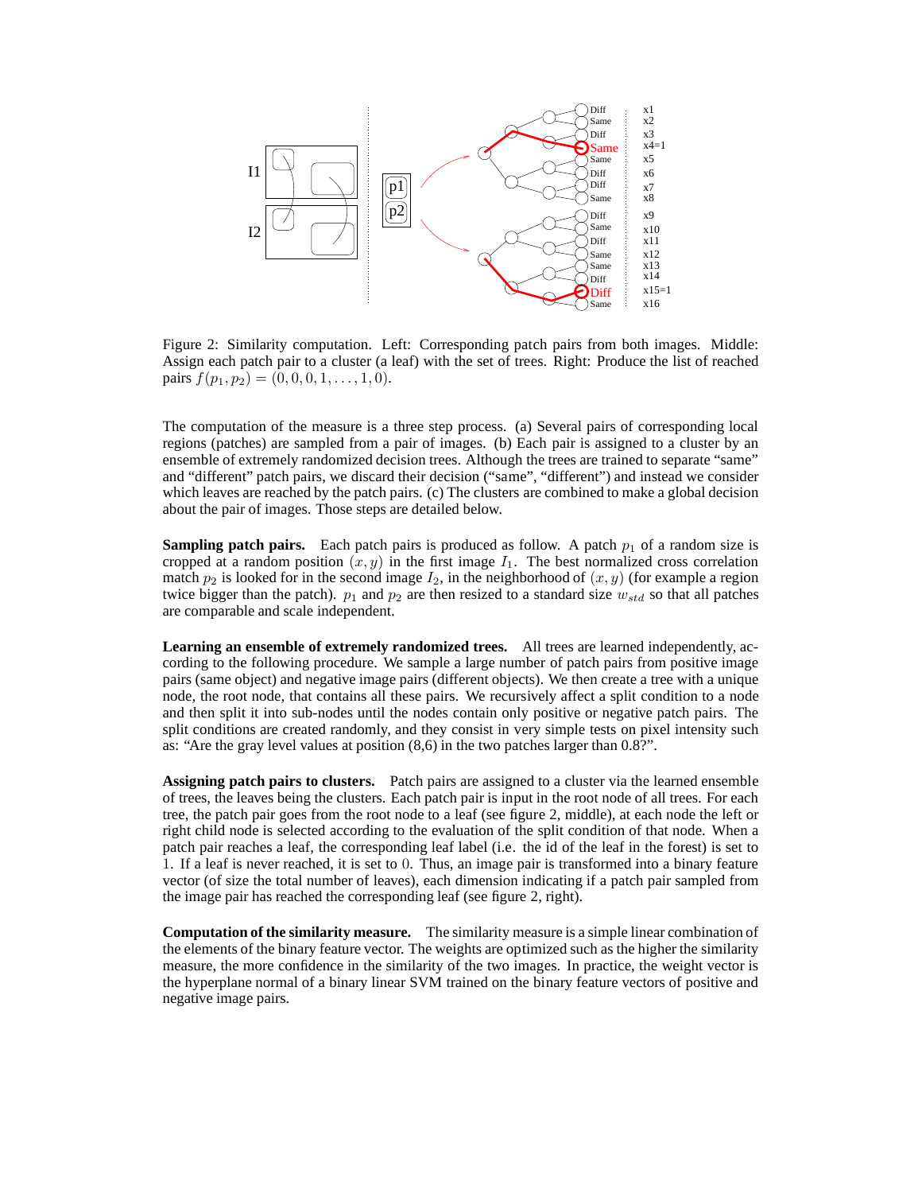Figure 2: Similarity computation. Left: Corresponding patch pairs from both images. Middle: Assign each patch pair to a cluster (a leaf) with the set of trees. Right: Produce the list of reached pairs $f(p_1, p_2) = (0, 0, 0, 1, \ldots, 1, 0)$.

The computation of the measure is a three step process. (a) Several pairs of corresponding local regions (patches) are sampled from a pair of images. (b) Each pair is assigned to a cluster by an ensemble of extremely randomized decision trees. Although the trees are trained to separate "same" and "different" patch pairs, we discard their decision ("same", "different") and instead we consider which leaves are reached by the patch pairs. (c) The clusters are combined to make a global decision about the pair of images. Those steps are detailed below.

**Sampling patch pairs.** Each patch pairs is produced as follow. A patch $p_1$ of a random size is cropped at a random position $(x, y)$ in the first image $I_1$. The best normalized cross correlation match $p_2$ is looked for in the second image $I_2$, in the neighborhood of $(x, y)$ (for example a region twice bigger than the patch). $p_1$ and $p_2$ are then resized to a standard size $w_{std}$ so that all patches are comparable and scale independent.

**Learning an ensemble of extremely randomized trees.** All trees are learned independently, according to the following procedure. We sample a large number of patch pairs from positive image pairs (same object) and negative image pairs (different objects). We then create a tree with a unique node, the root node, that contains all these pairs. We recursively affect a split condition to a node and then split it into sub-nodes until the nodes contain only positive or negative patch pairs. The split conditions are created randomly, and they consist in very simple tests on pixel intensity such as: "Are the gray level values at position (8,6) in the two patches larger than 0.8?".

**Assigning patch pairs to clusters.** Patch pairs are assigned to a cluster via the learned ensemble of trees, the leaves being the clusters. Each patch pair is input in the root node of all trees. For each tree, the patch pair goes from the root node to a leaf (see figure 2, middle), at each node the left or right child node is selected according to the evaluation of the split condition of that node. When a patch pair reaches a leaf, the corresponding leaf label (i.e. the id of the leaf in the forest) is set to 1. If a leaf is never reached, it is set to 0. Thus, an image pair is transformed into a binary feature vector (of size the total number of leaves), each dimension indicating if a patch pair sampled from the image pair has reached the corresponding leaf (see figure 2, right).

**Computation of the similarity measure.** The similarity measure is a simple linear combination of the elements of the binary feature vector. The weights are optimized such as the higher the similarity measure, the more confidence in the similarity of the two images. In practice, the weight vector is the hyperplane normal of a binary linear SVM trained on the binary feature vectors of positive and negative image pairs.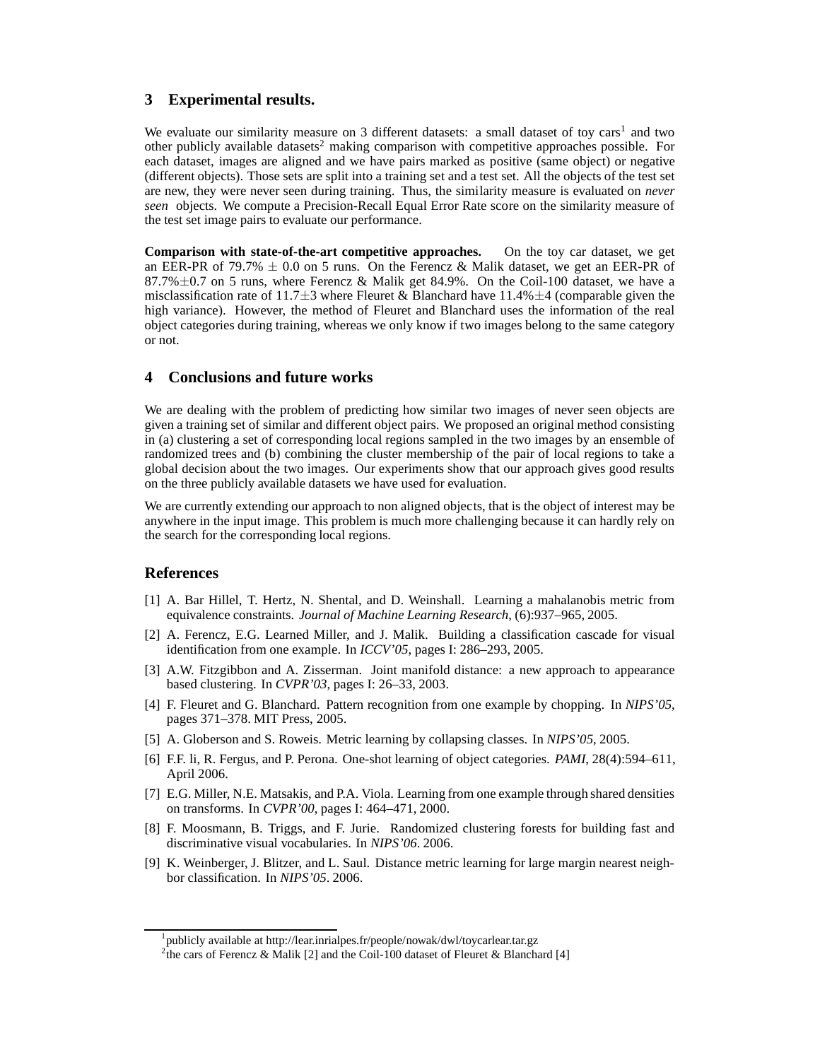## 3 Experimental results.

We evaluate our similarity measure on 3 different datasets: a small dataset of toy cars[1] and two other publicly available datasets[2] making comparison with competitive approaches possible. For each dataset, images are aligned and we have pairs marked as positive (same object) or negative (different objects). Those sets are split into a training set and a test set. All the objects of the test set are new, they were never seen during training. Thus, the similarity measure is evaluated on *never seen* objects. We compute a Precision-Recall Equal Error Rate score on the similarity measure of the test set image pairs to evaluate our performance.

**Comparison with state-of-the-art competitive approaches.** On the toy car dataset, we get an EER-PR of 79.7% $\pm$ 0.0 on 5 runs. On the Ferencz & Malik dataset, we get an EER-PR of 87.7%$\pm$0.7 on 5 runs, where Ferencz & Malik get 84.9%. On the Coil-100 dataset, we have a misclassification rate of 11.7$\pm$3 where Fleuret & Blanchard have 11.4%$\pm$4 (comparable given the high variance). However, the method of Fleuret and Blanchard uses the information of the real object categories during training, whereas we only know if two images belong to the same category or not.

## 4 Conclusions and future works

We are dealing with the problem of predicting how similar two images of never seen objects are given a training set of similar and different object pairs. We proposed an original method consisting in (a) clustering a set of corresponding local regions sampled in the two images by an ensemble of randomized trees and (b) combining the cluster membership of the pair of local regions to take a global decision about the two images. Our experiments show that our approach gives good results on the three publicly available datasets we have used for evaluation.

We are currently extending our approach to non aligned objects, that is the object of interest may be anywhere in the input image. This problem is much more challenging because it can hardly rely on the search for the corresponding local regions.

## References

[1] A. Bar Hillel, T. Hertz, N. Shental, and D. Weinshall. Learning a mahalanobis metric from equivalence constraints. *Journal of Machine Learning Research*, (6):937–965, 2005.

[2] A. Ferencz, E.G. Learned Miller, and J. Malik. Building a classification cascade for visual identification from one example. In *ICCV'05*, pages I: 286–293, 2005.

[3] A.W. Fitzgibbon and A. Zisserman. Joint manifold distance: a new approach to appearance based clustering. In *CVPR'03*, pages I: 26–33, 2003.

[4] F. Fleuret and G. Blanchard. Pattern recognition from one example by chopping. In *NIPS'05*, pages 371–378. MIT Press, 2005.

[5] A. Globerson and S. Roweis. Metric learning by collapsing classes. In *NIPS'05*, 2005.

[6] F.F. li, R. Fergus, and P. Perona. One-shot learning of object categories. *PAMI*, 28(4):594–611, April 2006.

[7] E.G. Miller, N.E. Matsakis, and P.A. Viola. Learning from one example through shared densities on transforms. In *CVPR'00*, pages I: 464–471, 2000.

[8] F. Moosmann, B. Triggs, and F. Jurie. Randomized clustering forests for building fast and discriminative visual vocabularies. In *NIPS'06*. 2006.

[9] K. Weinberger, J. Blitzer, and L. Saul. Distance metric learning for large margin nearest neighbor classification. In *NIPS'05*. 2006.

---

[1] publicly available at http://lear.inrialpes.fr/people/nowak/dwl/toycarlear.tar.gz

[2] the cars of Ferencz & Malik [2] and the Coil-100 dataset of Fleuret & Blanchard [4]